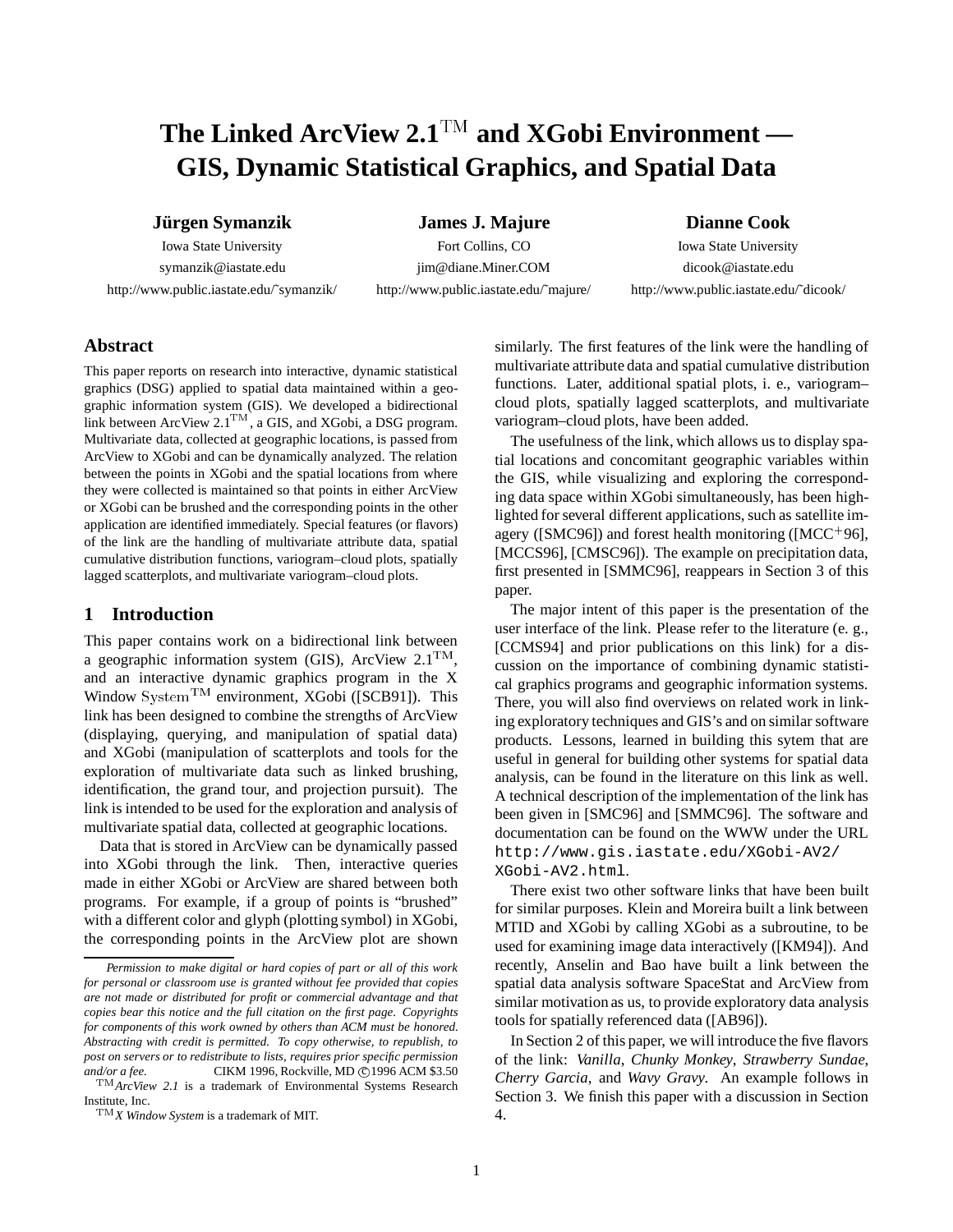# The Linked ArcView 2.1$^{\text{TM}}$ and XGobi Environment — GIS, Dynamic Statistical Graphics, and Spatial Data

**Jürgen Symanzik**
Iowa State University
symanzik@iastate.edu
http://www.public.iastate.edu/~symanzik/

**James J. Majure**
Fort Collins, CO
jim@diane.Miner.COM
http://www.public.iastate.edu/~majure/

**Dianne Cook**
Iowa State University
dicook@iastate.edu
http://www.public.iastate.edu/~dicook/

## Abstract

This paper reports on research into interactive, dynamic statistical graphics (DSG) applied to spatial data maintained within a geographic information system (GIS). We developed a bidirectional link between ArcView 2.1$^{\text{TM}}$, a GIS, and XGobi, a DSG program. Multivariate data, collected at geographic locations, is passed from ArcView to XGobi and can be dynamically analyzed. The relation between the points in XGobi and the spatial locations from where they were collected is maintained so that points in either ArcView or XGobi can be brushed and the corresponding points in the other application are identified immediately. Special features (or flavors) of the link are the handling of multivariate attribute data, spatial cumulative distribution functions, variogram–cloud plots, spatially lagged scatterplots, and multivariate variogram–cloud plots.

## 1 Introduction

This paper contains work on a bidirectional link between a geographic information system (GIS), ArcView 2.1$^{\text{TM}}$, and an interactive dynamic graphics program in the X Window System$^{\text{TM}}$ environment, XGobi ([SCB91]). This link has been designed to combine the strengths of ArcView (displaying, querying, and manipulation of spatial data) and XGobi (manipulation of scatterplots and tools for the exploration of multivariate data such as linked brushing, identification, the grand tour, and projection pursuit). The link is intended to be used for the exploration and analysis of multivariate spatial data, collected at geographic locations.

Data that is stored in ArcView can be dynamically passed into XGobi through the link. Then, interactive queries made in either XGobi or ArcView are shared between both programs. For example, if a group of points is "brushed" with a different color and glyph (plotting symbol) in XGobi, the corresponding points in the ArcView plot are shown similarly. The first features of the link were the handling of multivariate attribute data and spatial cumulative distribution functions. Later, additional spatial plots, i. e., variogram–cloud plots, spatially lagged scatterplots, and multivariate variogram–cloud plots, have been added.

The usefulness of the link, which allows us to display spatial locations and concomitant geographic variables within the GIS, while visualizing and exploring the corresponding data space within XGobi simultaneously, has been highlighted for several different applications, such as satellite imagery ([SMC96]) and forest health monitoring ([MCC$^{+}$96], [MCCS96], [CMSC96]). The example on precipitation data, first presented in [SMMC96], reappears in Section 3 of this paper.

The major intent of this paper is the presentation of the user interface of the link. Please refer to the literature (e. g., [CCMS94] and prior publications on this link) for a discussion on the importance of combining dynamic statistical graphics programs and geographic information systems. There, you will also find overviews on related work in linking exploratory techniques and GIS's and on similar software products. Lessons, learned in building this sytem that are useful in general for building other systems for spatial data analysis, can be found in the literature on this link as well. A technical description of the implementation of the link has been given in [SMC96] and [SMMC96]. The software and documentation can be found on the WWW under the URL `http://www.gis.iastate.edu/XGobi-AV2/XGobi-AV2.html`.

There exist two other software links that have been built for similar purposes. Klein and Moreira built a link between MTID and XGobi by calling XGobi as a subroutine, to be used for examining image data interactively ([KM94]). And recently, Anselin and Bao have built a link between the spatial data analysis software SpaceStat and ArcView from similar motivation as us, to provide exploratory data analysis tools for spatially referenced data ([AB96]).

In Section 2 of this paper, we will introduce the five flavors of the link: *Vanilla*, *Chunky Monkey*, *Strawberry Sundae*, *Cherry Garcia*, and *Wavy Gravy*. An example follows in Section 3. We finish this paper with a discussion in Section 4.

---

*Permission to make digital or hard copies of part or all of this work for personal or classroom use is granted without fee provided that copies are not made or distributed for profit or commercial advantage and that copies bear this notice and the full citation on the first page. Copyrights for components of this work owned by others than ACM must be honored. Abstracting with credit is permitted. To copy otherwise, to republish, to post on servers or to redistribute to lists, requires prior specific permission and/or a fee.* CIKM 1996, Rockville, MD ©1996 ACM $3.50

$^{\text{TM}}$*ArcView 2.1* is a trademark of Environmental Systems Research Institute, Inc.

$^{\text{TM}}$*X Window System* is a trademark of MIT.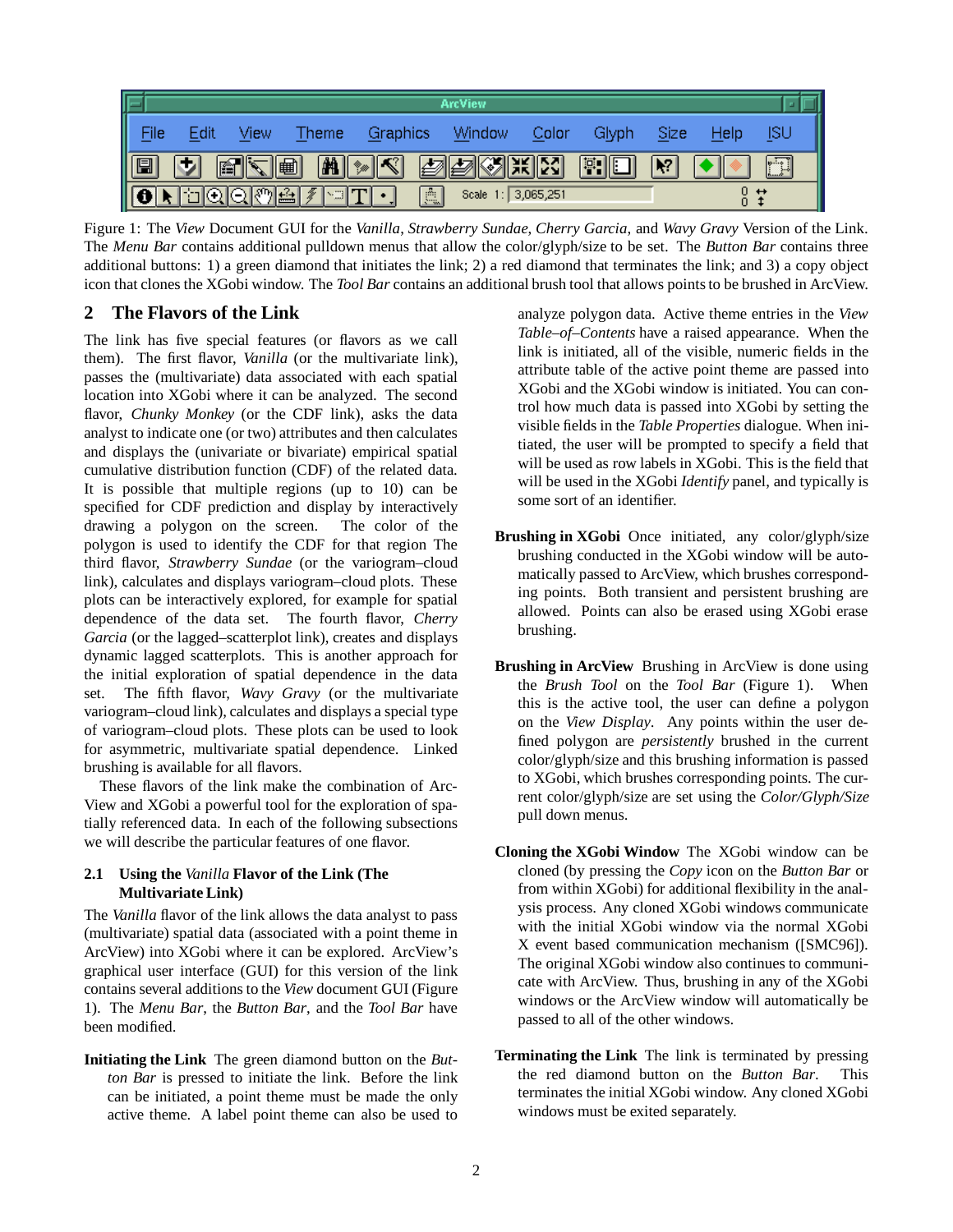Figure 1: The *View* Document GUI for the *Vanilla*, *Strawberry Sundae*, *Cherry Garcia*, and *Wavy Gravy* Version of the Link. The *Menu Bar* contains additional pulldown menus that allow the color/glyph/size to be set. The *Button Bar* contains three additional buttons: 1) a green diamond that initiates the link; 2) a red diamond that terminates the link; and 3) a copy object icon that clones the XGobi window. The *Tool Bar* contains an additional brush tool that allows points to be brushed in ArcView.

## 2 The Flavors of the Link

The link has five special features (or flavors as we call them). The first flavor, *Vanilla* (or the multivariate link), passes the (multivariate) data associated with each spatial location into XGobi where it can be analyzed. The second flavor, *Chunky Monkey* (or the CDF link), asks the data analyst to indicate one (or two) attributes and then calculates and displays the (univariate or bivariate) empirical spatial cumulative distribution function (CDF) of the related data. It is possible that multiple regions (up to 10) can be specified for CDF prediction and display by interactively drawing a polygon on the screen. The color of the polygon is used to identify the CDF for that region The third flavor, *Strawberry Sundae* (or the variogram–cloud link), calculates and displays variogram–cloud plots. These plots can be interactively explored, for example for spatial dependence of the data set. The fourth flavor, *Cherry Garcia* (or the lagged–scatterplot link), creates and displays dynamic lagged scatterplots. This is another approach for the initial exploration of spatial dependence in the data set. The fifth flavor, *Wavy Gravy* (or the multivariate variogram–cloud link), calculates and displays a special type of variogram–cloud plots. These plots can be used to look for asymmetric, multivariate spatial dependence. Linked brushing is available for all flavors.

These flavors of the link make the combination of ArcView and XGobi a powerful tool for the exploration of spatially referenced data. In each of the following subsections we will describe the particular features of one flavor.

### 2.1 Using the *Vanilla* Flavor of the Link (The Multivariate Link)

The *Vanilla* flavor of the link allows the data analyst to pass (multivariate) spatial data (associated with a point theme in ArcView) into XGobi where it can be explored. ArcView's graphical user interface (GUI) for this version of the link contains several additions to the *View* document GUI (Figure 1). The *Menu Bar*, the *Button Bar*, and the *Tool Bar* have been modified.

**Initiating the Link** The green diamond button on the *Button Bar* is pressed to initiate the link. Before the link can be initiated, a point theme must be made the only active theme. A label point theme can also be used to analyze polygon data. Active theme entries in the *View Table–of–Contents* have a raised appearance. When the link is initiated, all of the visible, numeric fields in the attribute table of the active point theme are passed into XGobi and the XGobi window is initiated. You can control how much data is passed into XGobi by setting the visible fields in the *Table Properties* dialogue. When initiated, the user will be prompted to specify a field that will be used as row labels in XGobi. This is the field that will be used in the XGobi *Identify* panel, and typically is some sort of an identifier.

**Brushing in XGobi** Once initiated, any color/glyph/size brushing conducted in the XGobi window will be automatically passed to ArcView, which brushes corresponding points. Both transient and persistent brushing are allowed. Points can also be erased using XGobi erase brushing.

**Brushing in ArcView** Brushing in ArcView is done using the *Brush Tool* on the *Tool Bar* (Figure 1). When this is the active tool, the user can define a polygon on the *View Display*. Any points within the user defined polygon are *persistently* brushed in the current color/glyph/size and this brushing information is passed to XGobi, which brushes corresponding points. The current color/glyph/size are set using the *Color/Glyph/Size* pull down menus.

**Cloning the XGobi Window** The XGobi window can be cloned (by pressing the *Copy* icon on the *Button Bar* or from within XGobi) for additional flexibility in the analysis process. Any cloned XGobi windows communicate with the initial XGobi window via the normal XGobi X event based communication mechanism ([SMC96]). The original XGobi window also continues to communicate with ArcView. Thus, brushing in any of the XGobi windows or the ArcView window will automatically be passed to all of the other windows.

**Terminating the Link** The link is terminated by pressing the red diamond button on the *Button Bar*. This terminates the initial XGobi window. Any cloned XGobi windows must be exited separately.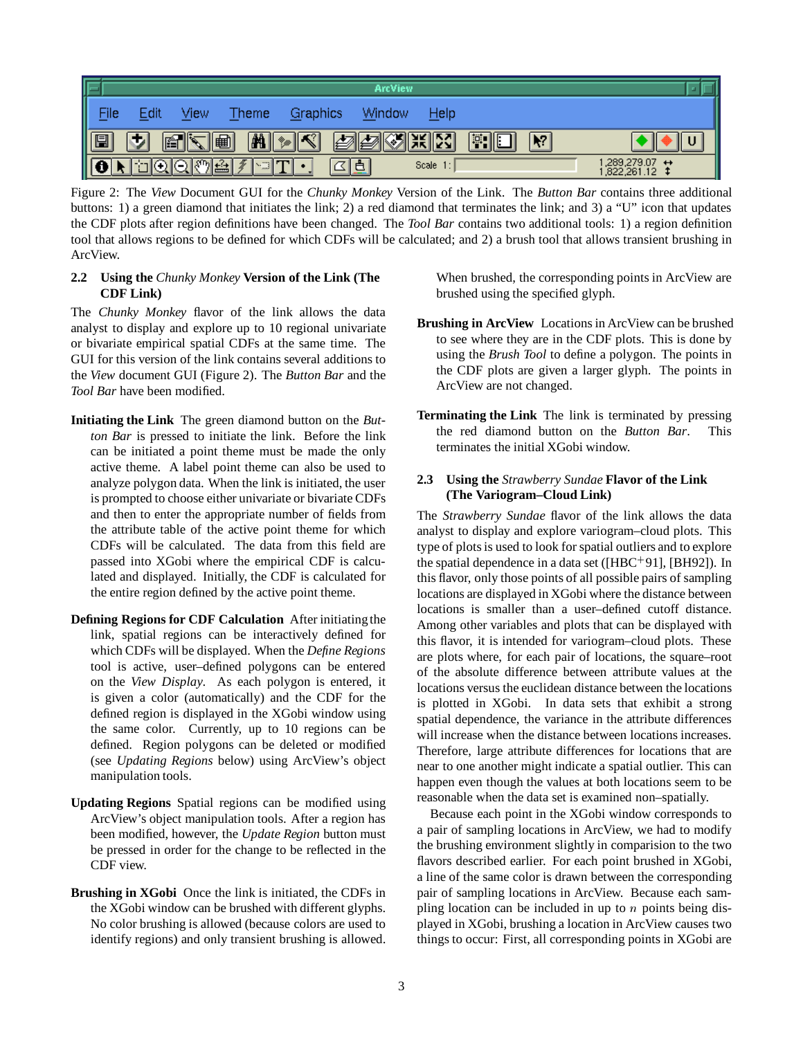Figure 2: The *View* Document GUI for the *Chunky Monkey* Version of the Link. The *Button Bar* contains three additional buttons: 1) a green diamond that initiates the link; 2) a red diamond that terminates the link; and 3) a "U" icon that updates the CDF plots after region definitions have been changed. The *Tool Bar* contains two additional tools: 1) a region definition tool that allows regions to be defined for which CDFs will be calculated; and 2) a brush tool that allows transient brushing in ArcView.

### 2.2 Using the *Chunky Monkey* Version of the Link (The CDF Link)

The *Chunky Monkey* flavor of the link allows the data analyst to display and explore up to 10 regional univariate or bivariate empirical spatial CDFs at the same time. The GUI for this version of the link contains several additions to the *View* document GUI (Figure 2). The *Button Bar* and the *Tool Bar* have been modified.

**Initiating the Link** The green diamond button on the *Button Bar* is pressed to initiate the link. Before the link can be initiated a point theme must be made the only active theme. A label point theme can also be used to analyze polygon data. When the link is initiated, the user is prompted to choose either univariate or bivariate CDFs and then to enter the appropriate number of fields from the attribute table of the active point theme for which CDFs will be calculated. The data from this field are passed into XGobi where the empirical CDF is calculated and displayed. Initially, the CDF is calculated for the entire region defined by the active point theme.

**Defining Regions for CDF Calculation** After initiating the link, spatial regions can be interactively defined for which CDFs will be displayed. When the *Define Regions* tool is active, user–defined polygons can be entered on the *View Display*. As each polygon is entered, it is given a color (automatically) and the CDF for the defined region is displayed in the XGobi window using the same color. Currently, up to 10 regions can be defined. Region polygons can be deleted or modified (see *Updating Regions* below) using ArcView's object manipulation tools.

**Updating Regions** Spatial regions can be modified using ArcView's object manipulation tools. After a region has been modified, however, the *Update Region* button must be pressed in order for the change to be reflected in the CDF view.

**Brushing in XGobi** Once the link is initiated, the CDFs in the XGobi window can be brushed with different glyphs. No color brushing is allowed (because colors are used to identify regions) and only transient brushing is allowed. When brushed, the corresponding points in ArcView are brushed using the specified glyph.

**Brushing in ArcView** Locations in ArcView can be brushed to see where they are in the CDF plots. This is done by using the *Brush Tool* to define a polygon. The points in the CDF plots are given a larger glyph. The points in ArcView are not changed.

**Terminating the Link** The link is terminated by pressing the red diamond button on the *Button Bar*. This terminates the initial XGobi window.

### 2.3 Using the *Strawberry Sundae* Flavor of the Link (The Variogram–Cloud Link)

The *Strawberry Sundae* flavor of the link allows the data analyst to display and explore variogram–cloud plots. This type of plots is used to look for spatial outliers and to explore the spatial dependence in a data set ([HBC+91], [BH92]). In this flavor, only those points of all possible pairs of sampling locations are displayed in XGobi where the distance between locations is smaller than a user–defined cutoff distance. Among other variables and plots that can be displayed with this flavor, it is intended for variogram–cloud plots. These are plots where, for each pair of locations, the square–root of the absolute difference between attribute values at the locations versus the euclidean distance between the locations is plotted in XGobi. In data sets that exhibit a strong spatial dependence, the variance in the attribute differences will increase when the distance between locations increases. Therefore, large attribute differences for locations that are near to one another might indicate a spatial outlier. This can happen even though the values at both locations seem to be reasonable when the data set is examined non–spatially.

Because each point in the XGobi window corresponds to a pair of sampling locations in ArcView, we had to modify the brushing environment slightly in comparision to the two flavors described earlier. For each point brushed in XGobi, a line of the same color is drawn between the corresponding pair of sampling locations in ArcView. Because each sampling location can be included in up to $n$ points being displayed in XGobi, brushing a location in ArcView causes two things to occur: First, all corresponding points in XGobi are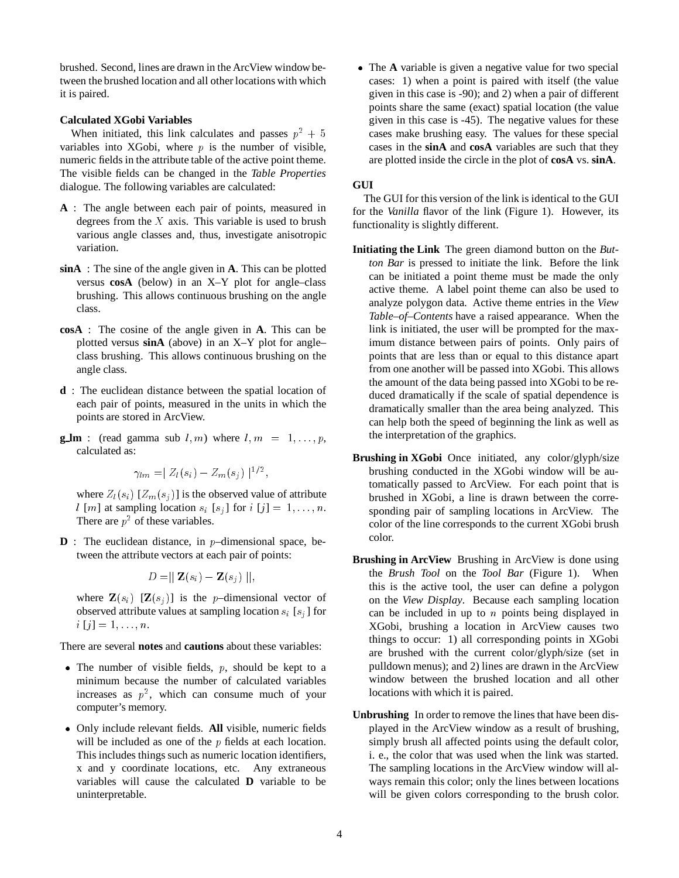brushed. Second, lines are drawn in the ArcView window between the brushed location and all other locations with which it is paired.

**Calculated XGobi Variables**

When initiated, this link calculates and passes $p^2 + 5$ variables into XGobi, where $p$ is the number of visible, numeric fields in the attribute table of the active point theme. The visible fields can be changed in the *Table Properties* dialogue. The following variables are calculated:

**A** : The angle between each pair of points, measured in degrees from the $X$ axis. This variable is used to brush various angle classes and, thus, investigate anisotropic variation.

**sinA** : The sine of the angle given in **A**. This can be plotted versus **cosA** (below) in an X–Y plot for angle–class brushing. This allows continuous brushing on the angle class.

**cosA** : The cosine of the angle given in **A**. This can be plotted versus **sinA** (above) in an X–Y plot for angle–class brushing. This allows continuous brushing on the angle class.

**d** : The euclidean distance between the spatial location of each pair of points, measured in the units in which the points are stored in ArcView.

**g_lm** : (read gamma sub $l, m$) where $l, m = 1, \ldots, p$, calculated as:

$$\gamma_{lm} = | Z_l(s_i) - Z_m(s_j) |^{1/2},$$

where $Z_l(s_i)$ $[Z_m(s_j)]$ is the observed value of attribute $l$ $[m]$ at sampling location $s_i$ $[s_j]$ for $i$ $[j] = 1, \ldots, n$. There are $p^2$ of these variables.

**D** : The euclidean distance, in $p$–dimensional space, between the attribute vectors at each pair of points:

$$D = || \mathbf{Z}(s_i) - \mathbf{Z}(s_j) ||,$$

where $\mathbf{Z}(s_i)$ $[\mathbf{Z}(s_j)]$ is the $p$–dimensional vector of observed attribute values at sampling location $s_i$ $[s_j]$ for $i$ $[j] = 1, \ldots, n$.

There are several **notes** and **cautions** about these variables:

- The number of visible fields, $p$, should be kept to a minimum because the number of calculated variables increases as $p^2$, which can consume much of your computer's memory.
- Only include relevant fields. **All** visible, numeric fields will be included as one of the $p$ fields at each location. This includes things such as numeric location identifiers, x and y coordinate locations, etc. Any extraneous variables will cause the calculated **D** variable to be uninterpretable.
- The **A** variable is given a negative value for two special cases: 1) when a point is paired with itself (the value given in this case is -90); and 2) when a pair of different points share the same (exact) spatial location (the value given in this case is -45). The negative values for these cases make brushing easy. The values for these special cases in the **sinA** and **cosA** variables are such that they are plotted inside the circle in the plot of **cosA** vs. **sinA**.

**GUI**

The GUI for this version of the link is identical to the GUI for the *Vanilla* flavor of the link (Figure 1). However, its functionality is slightly different.

**Initiating the Link** The green diamond button on the *Button Bar* is pressed to initiate the link. Before the link can be initiated a point theme must be made the only active theme. A label point theme can also be used to analyze polygon data. Active theme entries in the *View Table–of–Contents* have a raised appearance. When the link is initiated, the user will be prompted for the maximum distance between pairs of points. Only pairs of points that are less than or equal to this distance apart from one another will be passed into XGobi. This allows the amount of the data being passed into XGobi to be reduced dramatically if the scale of spatial dependence is dramatically smaller than the area being analyzed. This can help both the speed of beginning the link as well as the interpretation of the graphics.

**Brushing in XGobi** Once initiated, any color/glyph/size brushing conducted in the XGobi window will be automatically passed to ArcView. For each point that is brushed in XGobi, a line is drawn between the corresponding pair of sampling locations in ArcView. The color of the line corresponds to the current XGobi brush color.

**Brushing in ArcView** Brushing in ArcView is done using the *Brush Tool* on the *Tool Bar* (Figure 1). When this is the active tool, the user can define a polygon on the *View Display*. Because each sampling location can be included in up to $n$ points being displayed in XGobi, brushing a location in ArcView causes two things to occur: 1) all corresponding points in XGobi are brushed with the current color/glyph/size (set in pulldown menus); and 2) lines are drawn in the ArcView window between the brushed location and all other locations with which it is paired.

**Unbrushing** In order to remove the lines that have been displayed in the ArcView window as a result of brushing, simply brush all affected points using the default color, i. e., the color that was used when the link was started. The sampling locations in the ArcView window will always remain this color; only the lines between locations will be given colors corresponding to the brush color.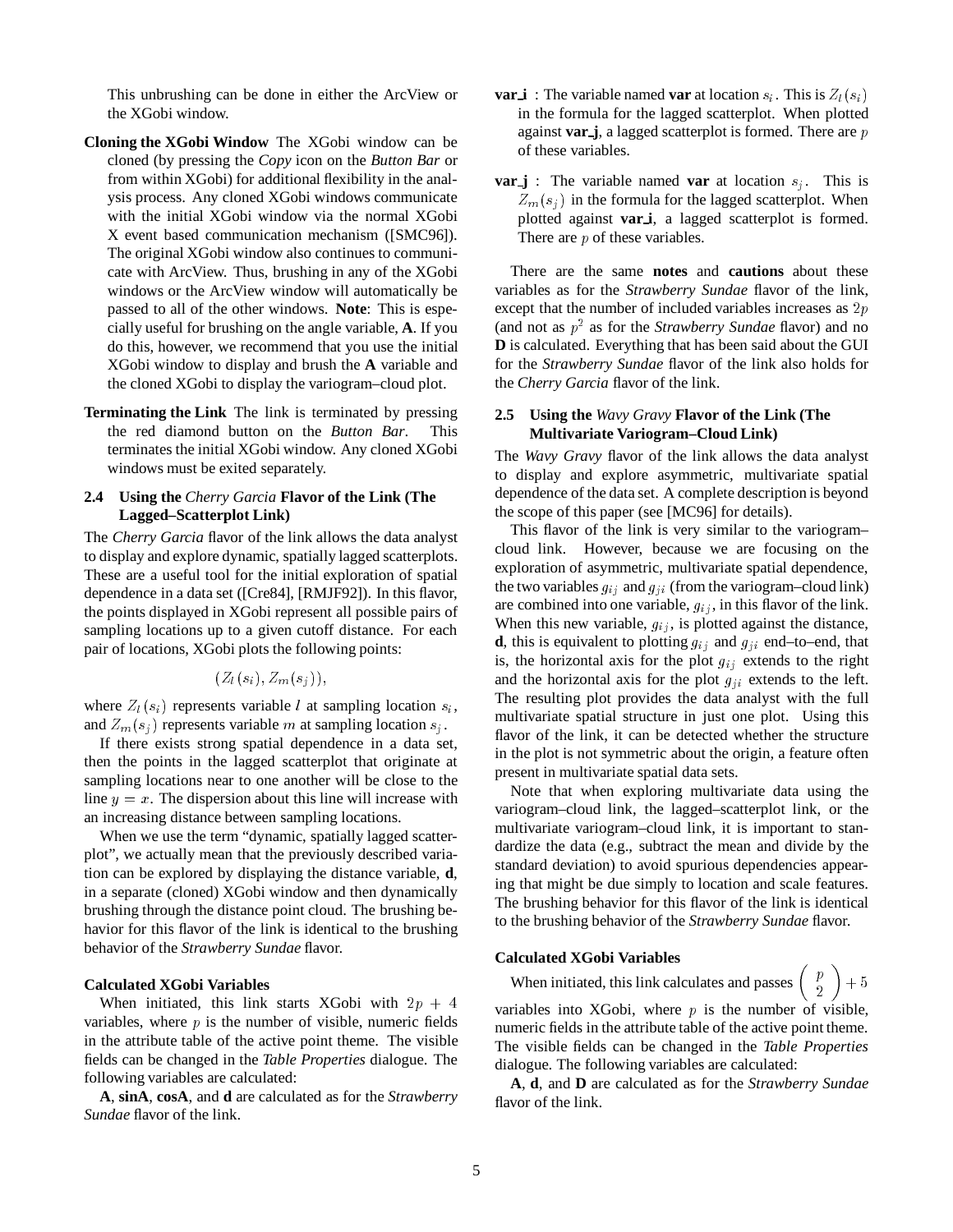This unbrushing can be done in either the ArcView or the XGobi window.

**Cloning the XGobi Window** The XGobi window can be cloned (by pressing the *Copy* icon on the *Button Bar* or from within XGobi) for additional flexibility in the analysis process. Any cloned XGobi windows communicate with the initial XGobi window via the normal XGobi X event based communication mechanism ([SMC96]). The original XGobi window also continues to communicate with ArcView. Thus, brushing in any of the XGobi windows or the ArcView window will automatically be passed to all of the other windows. **Note**: This is especially useful for brushing on the angle variable, **A**. If you do this, however, we recommend that you use the initial XGobi window to display and brush the **A** variable and the cloned XGobi to display the variogram–cloud plot.

**Terminating the Link** The link is terminated by pressing the red diamond button on the *Button Bar*. This terminates the initial XGobi window. Any cloned XGobi windows must be exited separately.

### 2.4 Using the *Cherry Garcia* Flavor of the Link (The Lagged–Scatterplot Link)

The *Cherry Garcia* flavor of the link allows the data analyst to display and explore dynamic, spatially lagged scatterplots. These are a useful tool for the initial exploration of spatial dependence in a data set ([Cre84], [RMJF92]). In this flavor, the points displayed in XGobi represent all possible pairs of sampling locations up to a given cutoff distance. For each pair of locations, XGobi plots the following points:

$$(Z_l(s_i), Z_m(s_j)),$$

where $Z_l(s_i)$ represents variable $l$ at sampling location $s_i$, and $Z_m(s_j)$ represents variable $m$ at sampling location $s_j$.

If there exists strong spatial dependence in a data set, then the points in the lagged scatterplot that originate at sampling locations near to one another will be close to the line $y = x$. The dispersion about this line will increase with an increasing distance between sampling locations.

When we use the term "dynamic, spatially lagged scatterplot", we actually mean that the previously described variation can be explored by displaying the distance variable, **d**, in a separate (cloned) XGobi window and then dynamically brushing through the distance point cloud. The brushing behavior for this flavor of the link is identical to the brushing behavior of the *Strawberry Sundae* flavor.

#### Calculated XGobi Variables

When initiated, this link starts XGobi with $2p + 4$ variables, where $p$ is the number of visible, numeric fields in the attribute table of the active point theme. The visible fields can be changed in the *Table Properties* dialogue. The following variables are calculated:

**A**, **sinA**, **cosA**, and **d** are calculated as for the *Strawberry Sundae* flavor of the link.

**var_i** : The variable named **var** at location $s_i$. This is $Z_l(s_i)$ in the formula for the lagged scatterplot. When plotted against **var_j**, a lagged scatterplot is formed. There are $p$ of these variables.

**var_j** : The variable named **var** at location $s_j$. This is $Z_m(s_j)$ in the formula for the lagged scatterplot. When plotted against **var_i**, a lagged scatterplot is formed. There are $p$ of these variables.

There are the same **notes** and **cautions** about these variables as for the *Strawberry Sundae* flavor of the link, except that the number of included variables increases as $2p$ (and not as $p^2$ as for the *Strawberry Sundae* flavor) and no **D** is calculated. Everything that has been said about the GUI for the *Strawberry Sundae* flavor of the link also holds for the *Cherry Garcia* flavor of the link.

### 2.5 Using the *Wavy Gravy* Flavor of the Link (The Multivariate Variogram–Cloud Link)

The *Wavy Gravy* flavor of the link allows the data analyst to display and explore asymmetric, multivariate spatial dependence of the data set. A complete description is beyond the scope of this paper (see [MC96] for details).

This flavor of the link is very similar to the variogram–cloud link. However, because we are focusing on the exploration of asymmetric, multivariate spatial dependence, the two variables $g_{ij}$ and $g_{ji}$ (from the variogram–cloud link) are combined into one variable, $g_{ij}$, in this flavor of the link. When this new variable, $g_{ij}$, is plotted against the distance, **d**, this is equivalent to plotting $g_{ij}$ and $g_{ji}$ end–to–end, that is, the horizontal axis for the plot $g_{ij}$ extends to the right and the horizontal axis for the plot $g_{ji}$ extends to the left. The resulting plot provides the data analyst with the full multivariate spatial structure in just one plot. Using this flavor of the link, it can be detected whether the structure in the plot is not symmetric about the origin, a feature often present in multivariate spatial data sets.

Note that when exploring multivariate data using the variogram–cloud link, the lagged–scatterplot link, or the multivariate variogram–cloud link, it is important to standardize the data (e.g., subtract the mean and divide by the standard deviation) to avoid spurious dependencies appearing that might be due simply to location and scale features. The brushing behavior for this flavor of the link is identical to the brushing behavior of the *Strawberry Sundae* flavor.

#### Calculated XGobi Variables

When initiated, this link calculates and passes $\binom{p}{2} + 5$ variables into XGobi, where $p$ is the number of visible, numeric fields in the attribute table of the active point theme. The visible fields can be changed in the *Table Properties* dialogue. The following variables are calculated:

**A**, **d**, and **D** are calculated as for the *Strawberry Sundae* flavor of the link.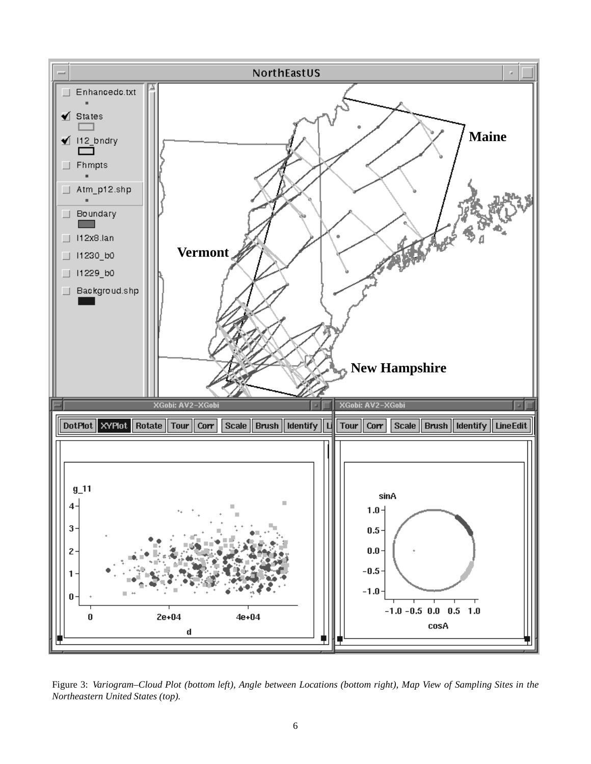Figure 3: *Variogram–Cloud Plot (bottom left), Angle between Locations (bottom right), Map View of Sampling Sites in the Northeastern United States (top).*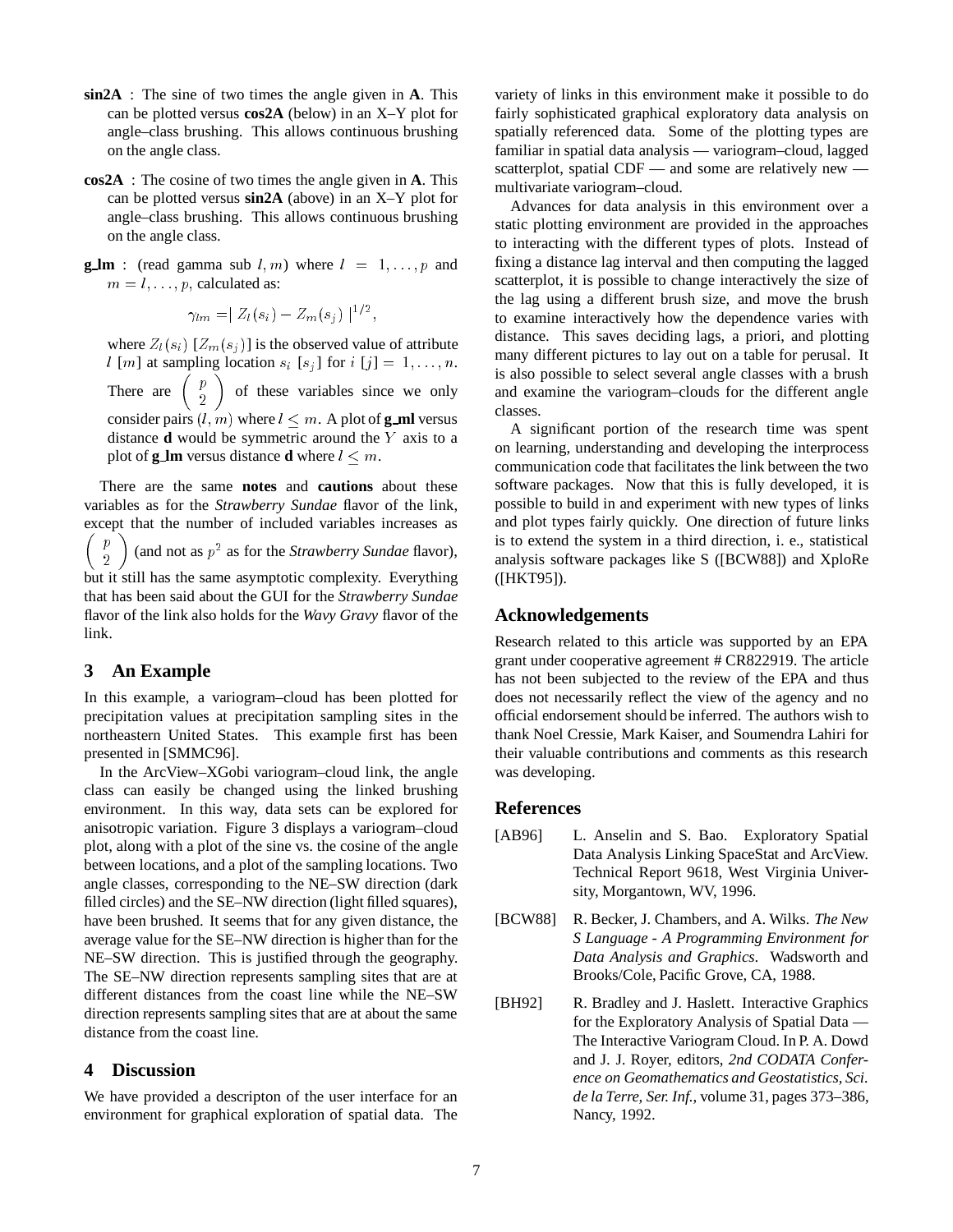**sin2A** : The sine of two times the angle given in **A**. This can be plotted versus **cos2A** (below) in an X–Y plot for angle–class brushing. This allows continuous brushing on the angle class.

**cos2A** : The cosine of two times the angle given in **A**. This can be plotted versus **sin2A** (above) in an X–Y plot for angle–class brushing. This allows continuous brushing on the angle class.

**g_lm** : (read gamma sub $l, m$) where $l = 1, \ldots, p$ and $m = l, \ldots, p$, calculated as:

$$\gamma_{lm} = \mid Z_l(s_i) - Z_m(s_j) \mid^{1/2},$$

where $Z_l(s_i)$ $[Z_m(s_j)]$ is the observed value of attribute $l$ $[m]$ at sampling location $s_i$ $[s_j]$ for $i$ $[j] = 1, \ldots, n$. There are $\begin{pmatrix} p \\ 2 \end{pmatrix}$ of these variables since we only consider pairs $(l, m)$ where $l \leq m$. A plot of **g_ml** versus distance **d** would be symmetric around the $Y$ axis to a plot of **g_lm** versus distance **d** where $l \leq m$.

There are the same **notes** and **cautions** about these variables as for the *Strawberry Sundae* flavor of the link, except that the number of included variables increases as $\begin{pmatrix} p \\ 2 \end{pmatrix}$ (and not as $p^2$ as for the *Strawberry Sundae* flavor), but it still has the same asymptotic complexity. Everything that has been said about the GUI for the *Strawberry Sundae* flavor of the link also holds for the *Wavy Gravy* flavor of the link.

## 3 An Example

In this example, a variogram–cloud has been plotted for precipitation values at precipitation sampling sites in the northeastern United States. This example first has been presented in [SMMC96].

In the ArcView–XGobi variogram–cloud link, the angle class can easily be changed using the linked brushing environment. In this way, data sets can be explored for anisotropic variation. Figure 3 displays a variogram–cloud plot, along with a plot of the sine vs. the cosine of the angle between locations, and a plot of the sampling locations. Two angle classes, corresponding to the NE–SW direction (dark filled circles) and the SE–NW direction (light filled squares), have been brushed. It seems that for any given distance, the average value for the SE–NW direction is higher than for the NE–SW direction. This is justified through the geography. The SE–NW direction represents sampling sites that are at different distances from the coast line while the NE–SW direction represents sampling sites that are at about the same distance from the coast line.

## 4 Discussion

We have provided a descripton of the user interface for an environment for graphical exploration of spatial data. The variety of links in this environment make it possible to do fairly sophisticated graphical exploratory data analysis on spatially referenced data. Some of the plotting types are familiar in spatial data analysis — variogram–cloud, lagged scatterplot, spatial CDF — and some are relatively new — multivariate variogram–cloud.

Advances for data analysis in this environment over a static plotting environment are provided in the approaches to interacting with the different types of plots. Instead of fixing a distance lag interval and then computing the lagged scatterplot, it is possible to change interactively the size of the lag using a different brush size, and move the brush to examine interactively how the dependence varies with distance. This saves deciding lags, a priori, and plotting many different pictures to lay out on a table for perusal. It is also possible to select several angle classes with a brush and examine the variogram–clouds for the different angle classes.

A significant portion of the research time was spent on learning, understanding and developing the interprocess communication code that facilitates the link between the two software packages. Now that this is fully developed, it is possible to build in and experiment with new types of links and plot types fairly quickly. One direction of future links is to extend the system in a third direction, i. e., statistical analysis software packages like S ([BCW88]) and XploRe ([HKT95]).

## Acknowledgements

Research related to this article was supported by an EPA grant under cooperative agreement # CR822919. The article has not been subjected to the review of the EPA and thus does not necessarily reflect the view of the agency and no official endorsement should be inferred. The authors wish to thank Noel Cressie, Mark Kaiser, and Soumendra Lahiri for their valuable contributions and comments as this research was developing.

## References

[AB96] L. Anselin and S. Bao. Exploratory Spatial Data Analysis Linking SpaceStat and ArcView. Technical Report 9618, West Virginia University, Morgantown, WV, 1996.

[BCW88] R. Becker, J. Chambers, and A. Wilks. *The New S Language - A Programming Environment for Data Analysis and Graphics*. Wadsworth and Brooks/Cole, Pacific Grove, CA, 1988.

[BH92] R. Bradley and J. Haslett. Interactive Graphics for the Exploratory Analysis of Spatial Data — The Interactive Variogram Cloud. In P. A. Dowd and J. J. Royer, editors, *2nd CODATA Conference on Geomathematics and Geostatistics, Sci. de la Terre, Ser. Inf.*, volume 31, pages 373–386, Nancy, 1992.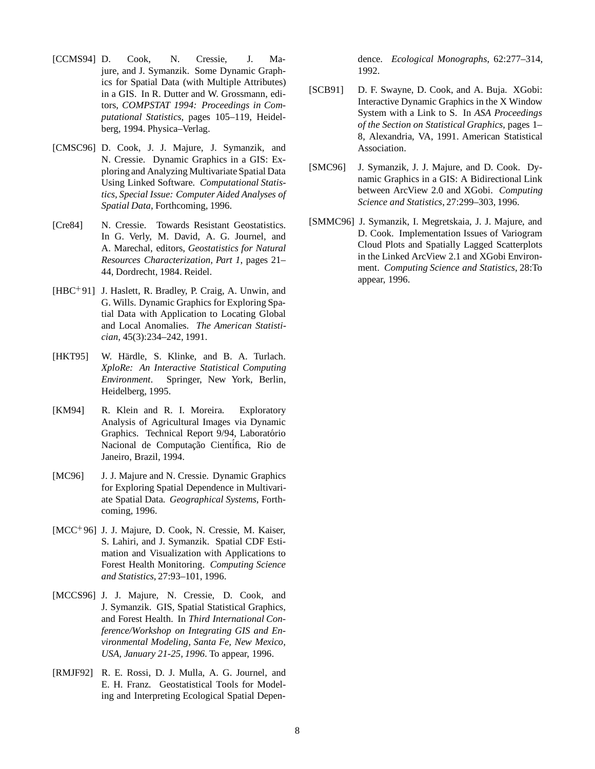[CCMS94] D. Cook, N. Cressie, J. Majure, and J. Symanzik. Some Dynamic Graphics for Spatial Data (with Multiple Attributes) in a GIS. In R. Dutter and W. Grossmann, editors, *COMPSTAT 1994: Proceedings in Computational Statistics*, pages 105–119, Heidelberg, 1994. Physica–Verlag.

[CMSC96] D. Cook, J. J. Majure, J. Symanzik, and N. Cressie. Dynamic Graphics in a GIS: Exploring and Analyzing Multivariate Spatial Data Using Linked Software. *Computational Statistics, Special Issue: Computer Aided Analyses of Spatial Data*, Forthcoming, 1996.

[Cre84] N. Cressie. Towards Resistant Geostatistics. In G. Verly, M. David, A. G. Journel, and A. Marechal, editors, *Geostatistics for Natural Resources Characterization, Part 1*, pages 21–44, Dordrecht, 1984. Reidel.

[HBC+91] J. Haslett, R. Bradley, P. Craig, A. Unwin, and G. Wills. Dynamic Graphics for Exploring Spatial Data with Application to Locating Global and Local Anomalies. *The American Statistician*, 45(3):234–242, 1991.

[HKT95] W. Härdle, S. Klinke, and B. A. Turlach. *XploRe: An Interactive Statistical Computing Environment*. Springer, New York, Berlin, Heidelberg, 1995.

[KM94] R. Klein and R. I. Moreira. Exploratory Analysis of Agricultural Images via Dynamic Graphics. Technical Report 9/94, Laboratório Nacional de Computação Científica, Rio de Janeiro, Brazil, 1994.

[MC96] J. J. Majure and N. Cressie. Dynamic Graphics for Exploring Spatial Dependence in Multivariate Spatial Data. *Geographical Systems*, Forthcoming, 1996.

[MCC+96] J. J. Majure, D. Cook, N. Cressie, M. Kaiser, S. Lahiri, and J. Symanzik. Spatial CDF Estimation and Visualization with Applications to Forest Health Monitoring. *Computing Science and Statistics*, 27:93–101, 1996.

[MCCS96] J. J. Majure, N. Cressie, D. Cook, and J. Symanzik. GIS, Spatial Statistical Graphics, and Forest Health. In *Third International Conference/Workshop on Integrating GIS and Environmental Modeling, Santa Fe, New Mexico, USA, January 21-25, 1996*. To appear, 1996.

[RMJF92] R. E. Rossi, D. J. Mulla, A. G. Journel, and E. H. Franz. Geostatistical Tools for Modeling and Interpreting Ecological Spatial Dependence. *Ecological Monographs*, 62:277–314, 1992.

[SCB91] D. F. Swayne, D. Cook, and A. Buja. XGobi: Interactive Dynamic Graphics in the X Window System with a Link to S. In *ASA Proceedings of the Section on Statistical Graphics*, pages 1–8, Alexandria, VA, 1991. American Statistical Association.

[SMC96] J. Symanzik, J. J. Majure, and D. Cook. Dynamic Graphics in a GIS: A Bidirectional Link between ArcView 2.0 and XGobi. *Computing Science and Statistics*, 27:299–303, 1996.

[SMMC96] J. Symanzik, I. Megretskaia, J. J. Majure, and D. Cook. Implementation Issues of Variogram Cloud Plots and Spatially Lagged Scatterplots in the Linked ArcView 2.1 and XGobi Environment. *Computing Science and Statistics*, 28:To appear, 1996.